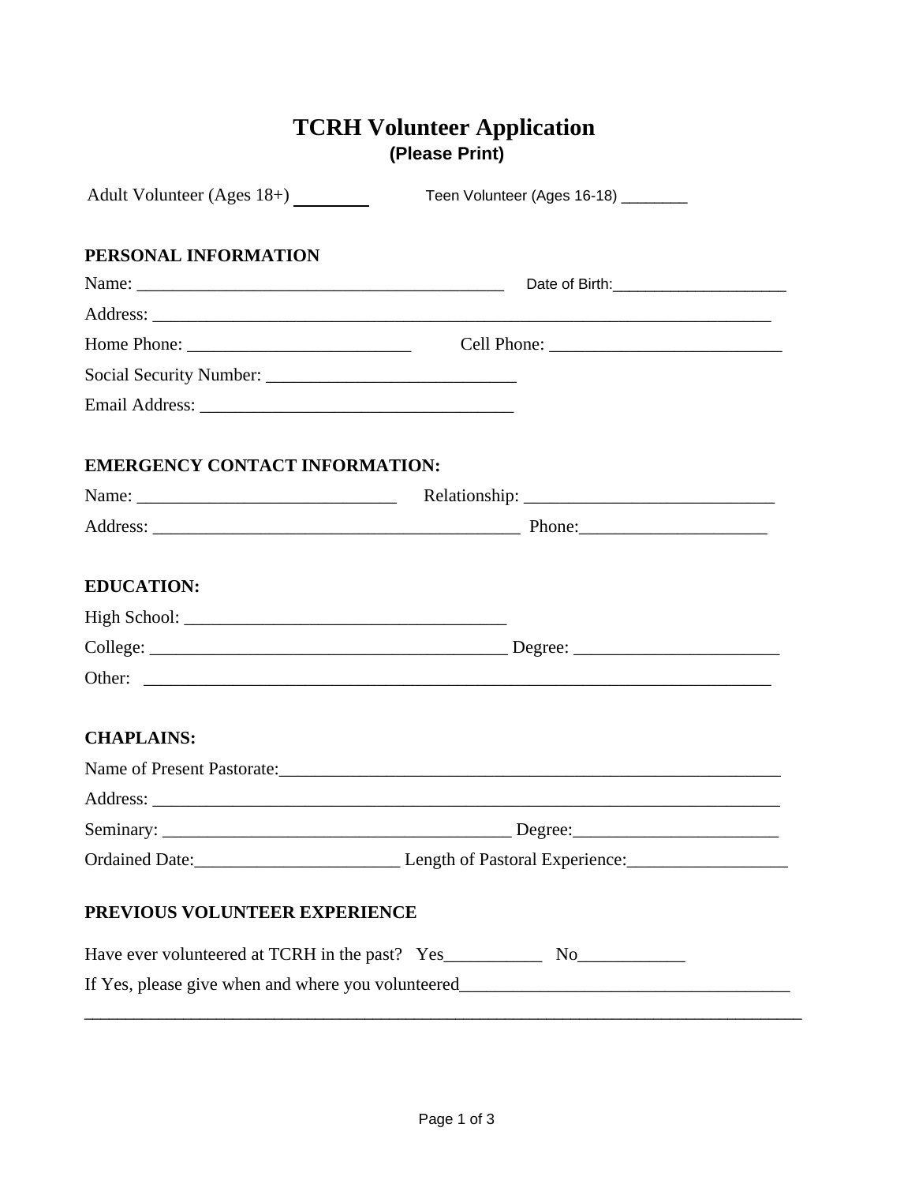# TCRH Volunteer Application

**(Please Print)**

Adult Volunteer (Ages 18+) ________ Teen Volunteer (Ages 16-18) ________

## PERSONAL INFORMATION

Name: ________________________________________ Date of Birth:_____________________

Address: ________________________________________________________________________

Home Phone: _________________________ Cell Phone: __________________________

Social Security Number: ____________________________

Email Address: ___________________________________

## EMERGENCY CONTACT INFORMATION:

Name: _____________________________ Relationship: ____________________________

Address: __________________________________________ Phone:_____________________

## EDUCATION:

High School: ____________________________________

College: ________________________________________ Degree: _______________________

Other: _______________________________________________________________________

## CHAPLAINS:

Name of Present Pastorate:_____________________________________________________

Address: ______________________________________________________________________

Seminary: _______________________________________ Degree:_______________________

Ordained Date:_______________________ Length of Pastoral Experience:__________________

## PREVIOUS VOLUNTEER EXPERIENCE

Have ever volunteered at TCRH in the past? Yes___________ No____________

If Yes, please give when and where you volunteered_____________________________________

__________________________________________________________________________________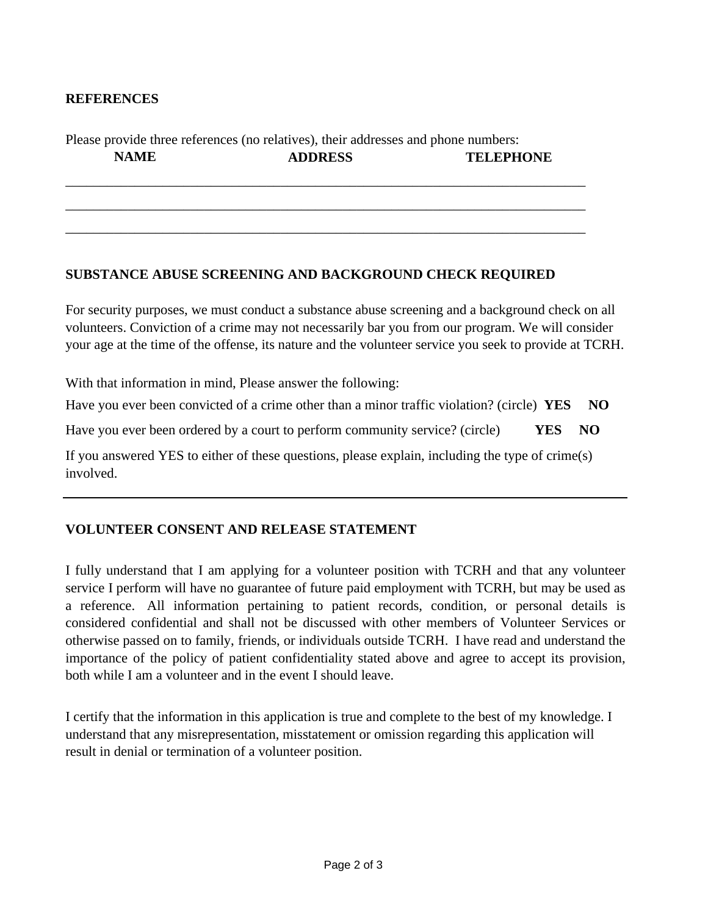**REFERENCES**

Please provide three references (no relatives), their addresses and phone numbers:

| NAME | ADDRESS | TELEPHONE |
| --- | --- | --- |
| | | |
| | | |
| | | |

**SUBSTANCE ABUSE SCREENING AND BACKGROUND CHECK REQUIRED**

For security purposes, we must conduct a substance abuse screening and a background check on all volunteers. Conviction of a crime may not necessarily bar you from our program. We will consider your age at the time of the offense, its nature and the volunteer service you seek to provide at TCRH.

With that information in mind, Please answer the following:

Have you ever been convicted of a crime other than a minor traffic violation? (circle) **YES** **NO**

Have you ever been ordered by a court to perform community service? (circle) **YES** **NO**

If you answered YES to either of these questions, please explain, including the type of crime(s) involved.

---

**VOLUNTEER CONSENT AND RELEASE STATEMENT**

I fully understand that I am applying for a volunteer position with TCRH and that any volunteer service I perform will have no guarantee of future paid employment with TCRH, but may be used as a reference. All information pertaining to patient records, condition, or personal details is considered confidential and shall not be discussed with other members of Volunteer Services or otherwise passed on to family, friends, or individuals outside TCRH. I have read and understand the importance of the policy of patient confidentiality stated above and agree to accept its provision, both while I am a volunteer and in the event I should leave.

I certify that the information in this application is true and complete to the best of my knowledge. I understand that any misrepresentation, misstatement or omission regarding this application will result in denial or termination of a volunteer position.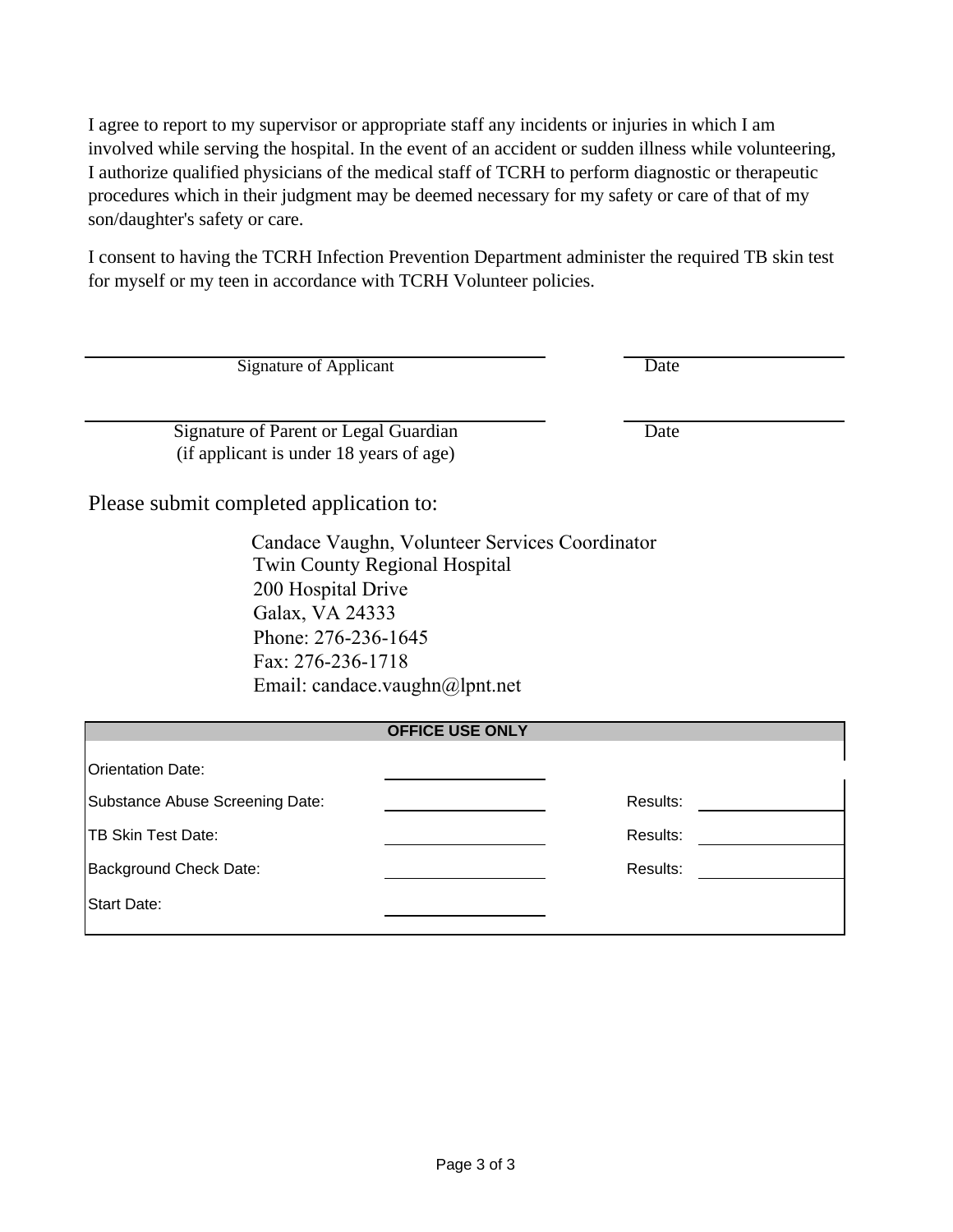I agree to report to my supervisor or appropriate staff any incidents or injuries in which I am involved while serving the hospital. In the event of an accident or sudden illness while volunteering, I authorize qualified physicians of the medical staff of TCRH to perform diagnostic or therapeutic procedures which in their judgment may be deemed necessary for my safety or care of that of my son/daughter's safety or care.

I consent to having the TCRH Infection Prevention Department administer the required TB skin test for myself or my teen in accordance with TCRH Volunteer policies.

\_\_\_\_\_\_\_\_\_\_\_\_\_\_\_\_\_\_\_\_\_\_\_\_\_\_\_\_\_\_\_\_\_\_\_\_\_\_\_\_ \_\_\_\_\_\_\_\_\_\_\_\_\_\_\_\_\_\_\_\_

Signature of Applicant Date

\_\_\_\_\_\_\_\_\_\_\_\_\_\_\_\_\_\_\_\_\_\_\_\_\_\_\_\_\_\_\_\_\_\_\_\_\_\_\_\_ \_\_\_\_\_\_\_\_\_\_\_\_\_\_\_\_\_\_\_\_

Signature of Parent or Legal Guardian (if applicant is under 18 years of age) Date

Please submit completed application to:

Candace Vaughn, Volunteer Services Coordinator
Twin County Regional Hospital
200 Hospital Drive
Galax, VA 24333
Phone: 276-236-1645
Fax: 276-236-1718
Email: candace.vaughn@lpnt.net

| OFFICE USE ONLY | | | |
|---|---|---|---|
| Orientation Date: | | | |
| Substance Abuse Screening Date: | | Results: | |
| TB Skin Test Date: | | Results: | |
| Background Check Date: | | Results: | |
| Start Date: | | | |